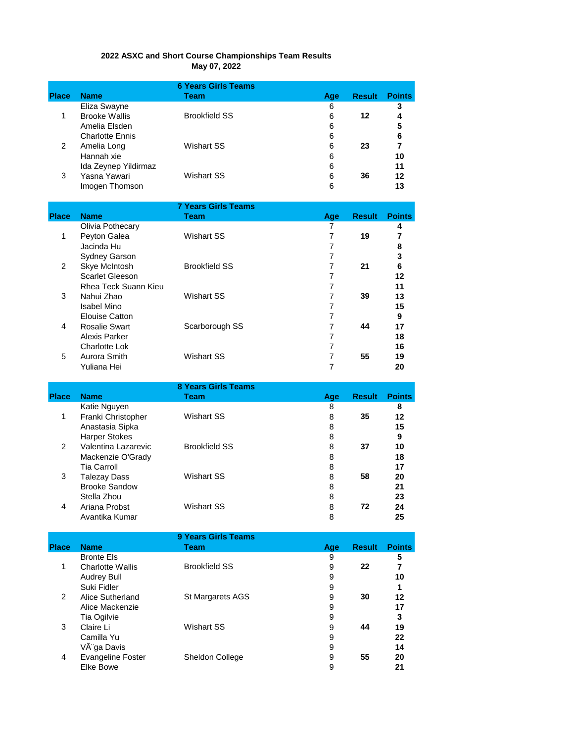**2022 ASXC and Short Course Championships Team Results**

**May 07, 2022**

### 6 Years Girls Teams

| Place | Name | Team | Age | Result | Points |
|---|---|---|---|---|---|
| | Eliza Swayne | | 6 | | **3** |
| 1 | Brooke Wallis | Brookfield SS | 6 | **12** | **4** |
| | Amelia Elsden | | 6 | | **5** |
| | Charlotte Ennis | | 6 | | **6** |
| 2 | Amelia Long | Wishart SS | 6 | **23** | **7** |
| | Hannah xie | | 6 | | **10** |
| | Ida Zeynep Yildirmaz | | 6 | | **11** |
| 3 | Yasna Yawari | Wishart SS | 6 | **36** | **12** |
| | Imogen Thomson | | 6 | | **13** |

### 7 Years Girls Teams

| Place | Name | Team | Age | Result | Points |
|---|---|---|---|---|---|
| | Olivia Pothecary | | 7 | | **4** |
| 1 | Peyton Galea | Wishart SS | 7 | **19** | **7** |
| | Jacinda Hu | | 7 | | **8** |
| | Sydney Garson | | 7 | | **3** |
| 2 | Skye McIntosh | Brookfield SS | 7 | **21** | **6** |
| | Scarlet Gleeson | | 7 | | **12** |
| | Rhea Teck Suann Kieu | | 7 | | **11** |
| 3 | Nahui Zhao | Wishart SS | 7 | **39** | **13** |
| | Isabel Mino | | 7 | | **15** |
| | Elouise Catton | | 7 | | **9** |
| 4 | Rosalie Swart | Scarborough SS | 7 | **44** | **17** |
| | Alexis Parker | | 7 | | **18** |
| | Charlotte Lok | | 7 | | **16** |
| 5 | Aurora Smith | Wishart SS | 7 | **55** | **19** |
| | Yuliana Hei | | 7 | | **20** |

### 8 Years Girls Teams

| Place | Name | Team | Age | Result | Points |
|---|---|---|---|---|---|
| | Katie Nguyen | | 8 | | **8** |
| 1 | Franki Christopher | Wishart SS | 8 | **35** | **12** |
| | Anastasia Sipka | | 8 | | **15** |
| | Harper Stokes | | 8 | | **9** |
| 2 | Valentina Lazarevic | Brookfield SS | 8 | **37** | **10** |
| | Mackenzie O'Grady | | 8 | | **18** |
| | Tia Carroll | | 8 | | **17** |
| 3 | Talezay Dass | Wishart SS | 8 | **58** | **20** |
| | Brooke Sandow | | 8 | | **21** |
| | Stella Zhou | | 8 | | **23** |
| 4 | Ariana Probst | Wishart SS | 8 | **72** | **24** |
| | Avantika Kumar | | 8 | | **25** |

### 9 Years Girls Teams

| Place | Name | Team | Age | Result | Points |
|---|---|---|---|---|---|
| | Bronte Els | | 9 | | **5** |
| 1 | Charlotte Wallis | Brookfield SS | 9 | **22** | **7** |
| | Audrey Bull | | 9 | | **10** |
| | Suki Fidler | | 9 | | **1** |
| 2 | Alice Sutherland | St Margarets AGS | 9 | **30** | **12** |
| | Alice Mackenzie | | 9 | | **17** |
| | Tia Ogilvie | | 9 | | **3** |
| 3 | Claire Li | Wishart SS | 9 | **44** | **19** |
| | Camilla Yu | | 9 | | **22** |
| | VÃ¨ga Davis | | 9 | | **14** |
| 4 | Evangeline Foster | Sheldon College | 9 | **55** | **20** |
| | Elke Bowe | | 9 | | **21** |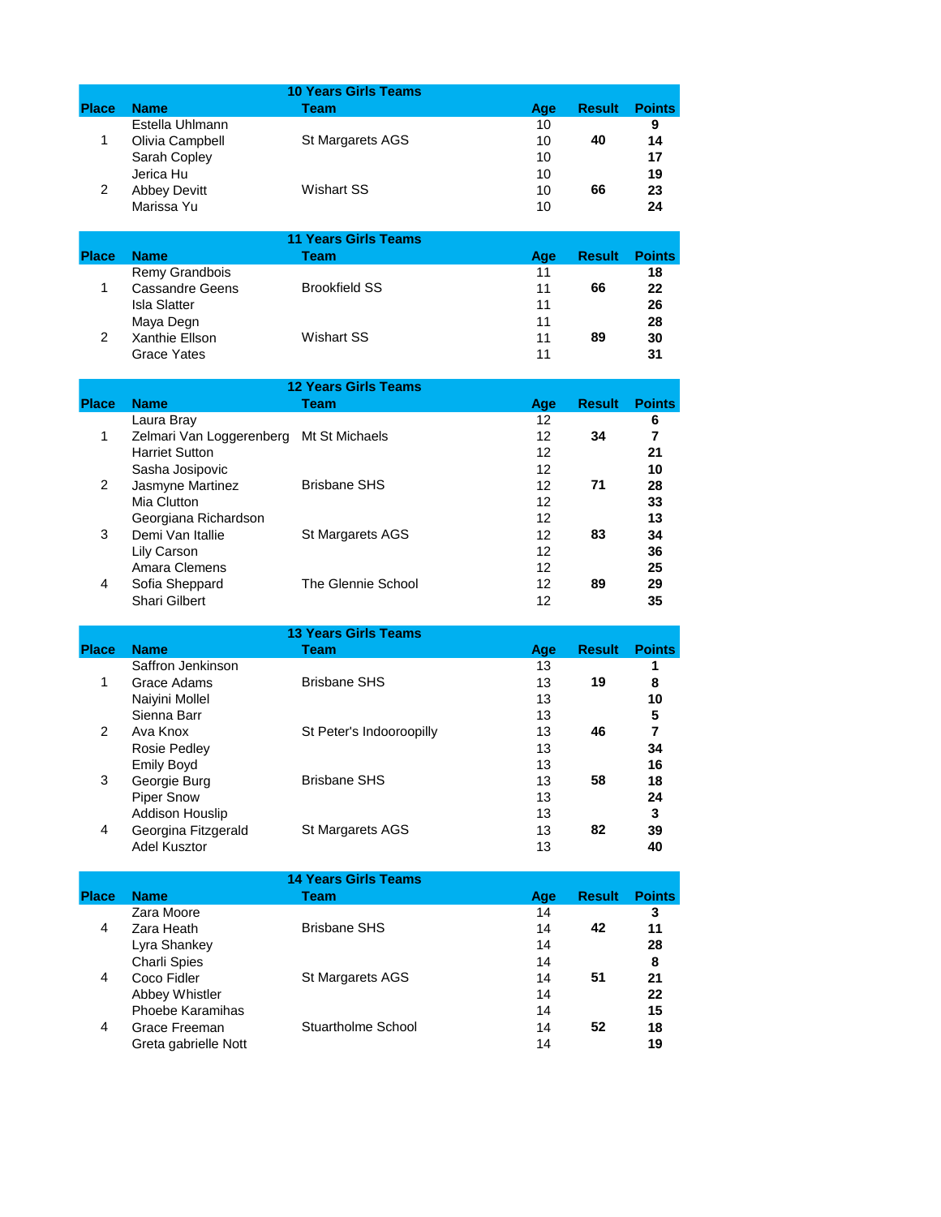## 10 Years Girls Teams

| Place | Name | Team | Age | Result | Points |
|---|---|---|---|---|---|
| | Estella Uhlmann | | 10 | | **9** |
| 1 | Olivia Campbell | St Margarets AGS | 10 | **40** | **14** |
| | Sarah Copley | | 10 | | **17** |
| | Jerica Hu | | 10 | | **19** |
| 2 | Abbey Devitt | Wishart SS | 10 | **66** | **23** |
| | Marissa Yu | | 10 | | **24** |

## 11 Years Girls Teams

| Place | Name | Team | Age | Result | Points |
|---|---|---|---|---|---|
| | Remy Grandbois | | 11 | | **18** |
| 1 | Cassandre Geens | Brookfield SS | 11 | **66** | **22** |
| | Isla Slatter | | 11 | | **26** |
| | Maya Degn | | 11 | | **28** |
| 2 | Xanthie Ellson | Wishart SS | 11 | **89** | **30** |
| | Grace Yates | | 11 | | **31** |

## 12 Years Girls Teams

| Place | Name | Team | Age | Result | Points |
|---|---|---|---|---|---|
| | Laura Bray | | 12 | | **6** |
| 1 | Zelmari Van Loggerenberg | Mt St Michaels | 12 | **34** | **7** |
| | Harriet Sutton | | 12 | | **21** |
| | Sasha Josipovic | | 12 | | **10** |
| 2 | Jasmyne Martinez | Brisbane SHS | 12 | **71** | **28** |
| | Mia Clutton | | 12 | | **33** |
| | Georgiana Richardson | | 12 | | **13** |
| 3 | Demi Van Itallie | St Margarets AGS | 12 | **83** | **34** |
| | Lily Carson | | 12 | | **36** |
| | Amara Clemens | | 12 | | **25** |
| 4 | Sofia Sheppard | The Glennie School | 12 | **89** | **29** |
| | Shari Gilbert | | 12 | | **35** |

## 13 Years Girls Teams

| Place | Name | Team | Age | Result | Points |
|---|---|---|---|---|---|
| | Saffron Jenkinson | | 13 | | **1** |
| 1 | Grace Adams | Brisbane SHS | 13 | **19** | **8** |
| | Naiyini Mollel | | 13 | | **10** |
| | Sienna Barr | | 13 | | **5** |
| 2 | Ava Knox | St Peter's Indooroopilly | 13 | **46** | **7** |
| | Rosie Pedley | | 13 | | **34** |
| | Emily Boyd | | 13 | | **16** |
| 3 | Georgie Burg | Brisbane SHS | 13 | **58** | **18** |
| | Piper Snow | | 13 | | **24** |
| | Addison Houslip | | 13 | | **3** |
| 4 | Georgina Fitzgerald | St Margarets AGS | 13 | **82** | **39** |
| | Adel Kusztor | | 13 | | **40** |

## 14 Years Girls Teams

| Place | Name | Team | Age | Result | Points |
|---|---|---|---|---|---|
| | Zara Moore | | 14 | | **3** |
| 4 | Zara Heath | Brisbane SHS | 14 | **42** | **11** |
| | Lyra Shankey | | 14 | | **28** |
| | Charli Spies | | 14 | | **8** |
| 4 | Coco Fidler | St Margarets AGS | 14 | **51** | **21** |
| | Abbey Whistler | | 14 | | **22** |
| | Phoebe Karamihas | | 14 | | **15** |
| 4 | Grace Freeman | Stuartholme School | 14 | **52** | **18** |
| | Greta gabrielle Nott | | 14 | | **19** |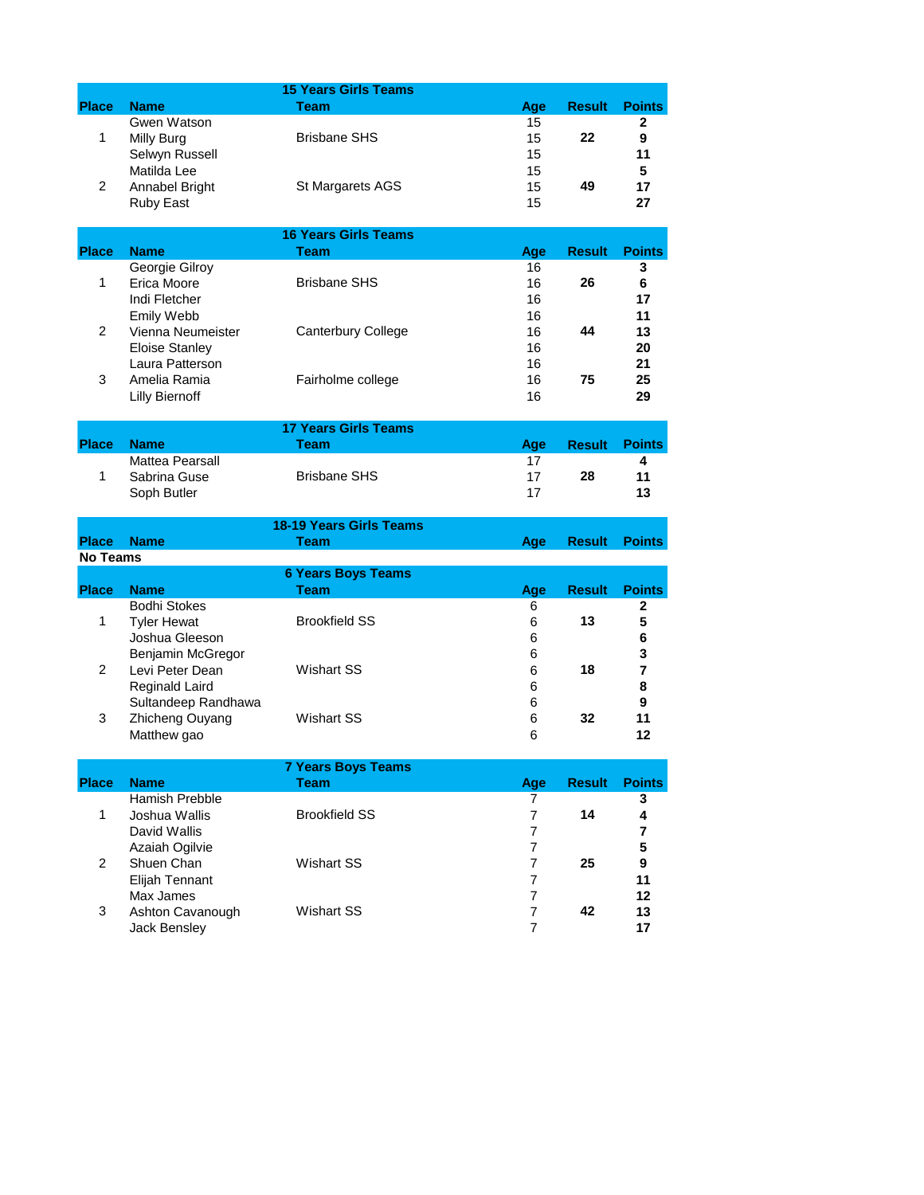### 15 Years Girls Teams

| Place | Name | Team | Age | Result | Points |
|---|---|---|---|---|---|
| | Gwen Watson | | 15 | | **2** |
| 1 | Milly Burg | Brisbane SHS | 15 | **22** | **9** |
| | Selwyn Russell | | 15 | | **11** |
| | Matilda Lee | | 15 | | **5** |
| 2 | Annabel Bright | St Margarets AGS | 15 | **49** | **17** |
| | Ruby East | | 15 | | **27** |

### 16 Years Girls Teams

| Place | Name | Team | Age | Result | Points |
|---|---|---|---|---|---|
| | Georgie Gilroy | | 16 | | **3** |
| 1 | Erica Moore | Brisbane SHS | 16 | **26** | **6** |
| | Indi Fletcher | | 16 | | **17** |
| | Emily Webb | | 16 | | **11** |
| 2 | Vienna Neumeister | Canterbury College | 16 | **44** | **13** |
| | Eloise Stanley | | 16 | | **20** |
| | Laura Patterson | | 16 | | **21** |
| 3 | Amelia Ramia | Fairholme college | 16 | **75** | **25** |
| | Lilly Biernoff | | 16 | | **29** |

### 17 Years Girls Teams

| Place | Name | Team | Age | Result | Points |
|---|---|---|---|---|---|
| | Mattea Pearsall | | 17 | | **4** |
| 1 | Sabrina Guse | Brisbane SHS | 17 | **28** | **11** |
| | Soph Butler | | 17 | | **13** |

### 18-19 Years Girls Teams

| Place | Name | Team | Age | Result | Points |
|---|---|---|---|---|---|

**No Teams**

### 6 Years Boys Teams

| Place | Name | Team | Age | Result | Points |
|---|---|---|---|---|---|
| | Bodhi Stokes | | 6 | | **2** |
| 1 | Tyler Hewat | Brookfield SS | 6 | **13** | **5** |
| | Joshua Gleeson | | 6 | | **6** |
| | Benjamin McGregor | | 6 | | **3** |
| 2 | Levi Peter Dean | Wishart SS | 6 | **18** | **7** |
| | Reginald Laird | | 6 | | **8** |
| | Sultandeep Randhawa | | 6 | | **9** |
| 3 | Zhicheng Ouyang | Wishart SS | 6 | **32** | **11** |
| | Matthew gao | | 6 | | **12** |

### 7 Years Boys Teams

| Place | Name | Team | Age | Result | Points |
|---|---|---|---|---|---|
| | Hamish Prebble | | 7 | | **3** |
| 1 | Joshua Wallis | Brookfield SS | 7 | **14** | **4** |
| | David Wallis | | 7 | | **7** |
| | Azaiah Ogilvie | | 7 | | **5** |
| 2 | Shuen Chan | Wishart SS | 7 | **25** | **9** |
| | Elijah Tennant | | 7 | | **11** |
| | Max James | | 7 | | **12** |
| 3 | Ashton Cavanough | Wishart SS | 7 | **42** | **13** |
| | Jack Bensley | | 7 | | **17** |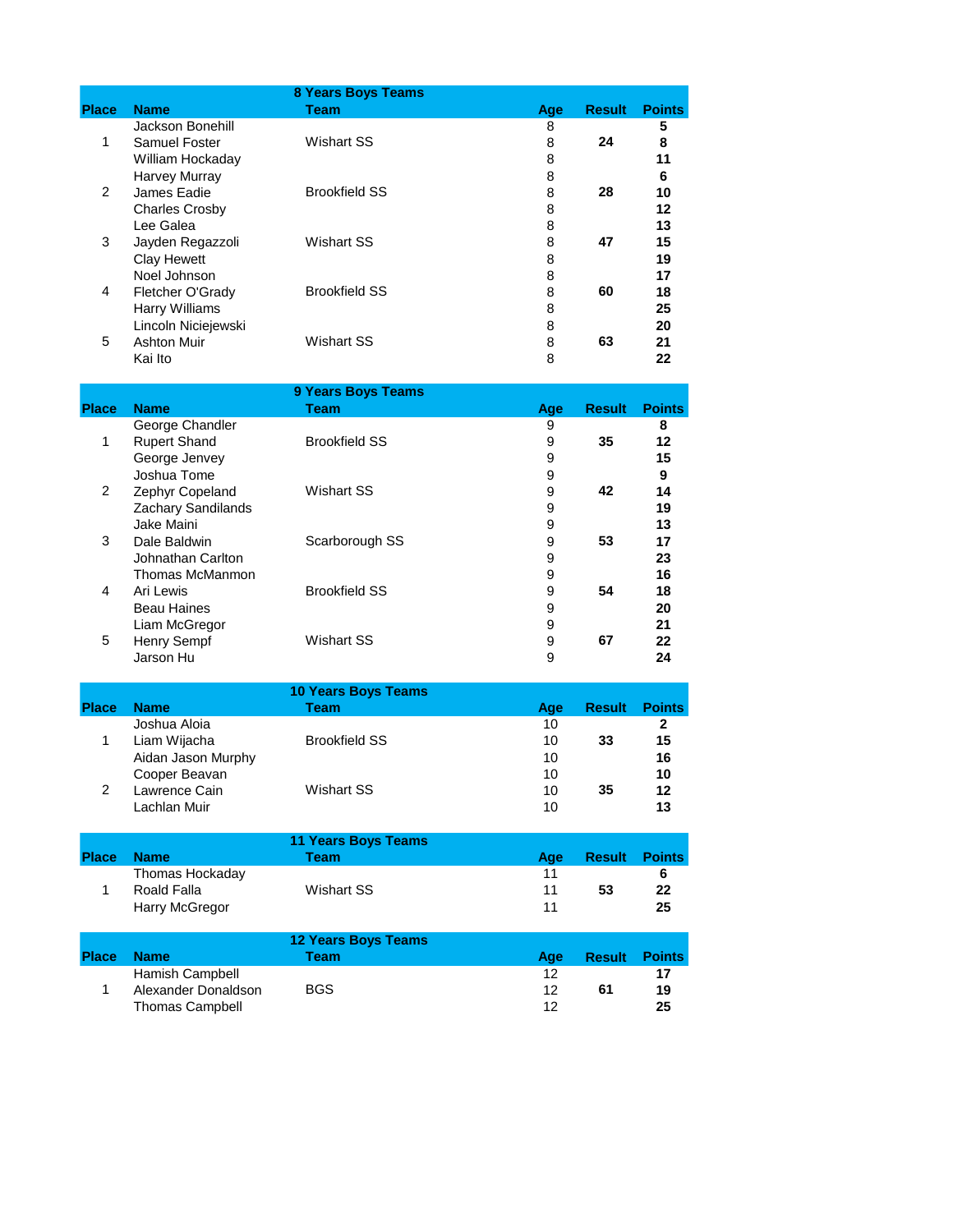**8 Years Boys Teams**

| Place | Name | Team | Age | Result | Points |
|---|---|---|---|---|---|
| | Jackson Bonehill | | 8 | | **5** |
| 1 | Samuel Foster | Wishart SS | 8 | **24** | **8** |
| | William Hockaday | | 8 | | **11** |
| | Harvey Murray | | 8 | | **6** |
| 2 | James Eadie | Brookfield SS | 8 | **28** | **10** |
| | Charles Crosby | | 8 | | **12** |
| | Lee Galea | | 8 | | **13** |
| 3 | Jayden Regazzoli | Wishart SS | 8 | **47** | **15** |
| | Clay Hewett | | 8 | | **19** |
| | Noel Johnson | | 8 | | **17** |
| 4 | Fletcher O'Grady | Brookfield SS | 8 | **60** | **18** |
| | Harry Williams | | 8 | | **25** |
| | Lincoln Niciejewski | | 8 | | **20** |
| 5 | Ashton Muir | Wishart SS | 8 | **63** | **21** |
| | Kai Ito | | 8 | | **22** |

**9 Years Boys Teams**

| Place | Name | Team | Age | Result | Points |
|---|---|---|---|---|---|
| | George Chandler | | 9 | | **8** |
| 1 | Rupert Shand | Brookfield SS | 9 | **35** | **12** |
| | George Jenvey | | 9 | | **15** |
| | Joshua Tome | | 9 | | **9** |
| 2 | Zephyr Copeland | Wishart SS | 9 | **42** | **14** |
| | Zachary Sandilands | | 9 | | **19** |
| | Jake Maini | | 9 | | **13** |
| 3 | Dale Baldwin | Scarborough SS | 9 | **53** | **17** |
| | Johnathan Carlton | | 9 | | **23** |
| | Thomas McManmon | | 9 | | **16** |
| 4 | Ari Lewis | Brookfield SS | 9 | **54** | **18** |
| | Beau Haines | | 9 | | **20** |
| | Liam McGregor | | 9 | | **21** |
| 5 | Henry Sempf | Wishart SS | 9 | **67** | **22** |
| | Jarson Hu | | 9 | | **24** |

**10 Years Boys Teams**

| Place | Name | Team | Age | Result | Points |
|---|---|---|---|---|---|
| | Joshua Aloia | | 10 | | **2** |
| 1 | Liam Wijacha | Brookfield SS | 10 | **33** | **15** |
| | Aidan Jason Murphy | | 10 | | **16** |
| | Cooper Beavan | | 10 | | **10** |
| 2 | Lawrence Cain | Wishart SS | 10 | **35** | **12** |
| | Lachlan Muir | | 10 | | **13** |

**11 Years Boys Teams**

| Place | Name | Team | Age | Result | Points |
|---|---|---|---|---|---|
| | Thomas Hockaday | | 11 | | **6** |
| 1 | Roald Falla | Wishart SS | 11 | **53** | **22** |
| | Harry McGregor | | 11 | | **25** |

**12 Years Boys Teams**

| Place | Name | Team | Age | Result | Points |
|---|---|---|---|---|---|
| | Hamish Campbell | | 12 | | **17** |
| 1 | Alexander Donaldson | BGS | 12 | **61** | **19** |
| | Thomas Campbell | | 12 | | **25** |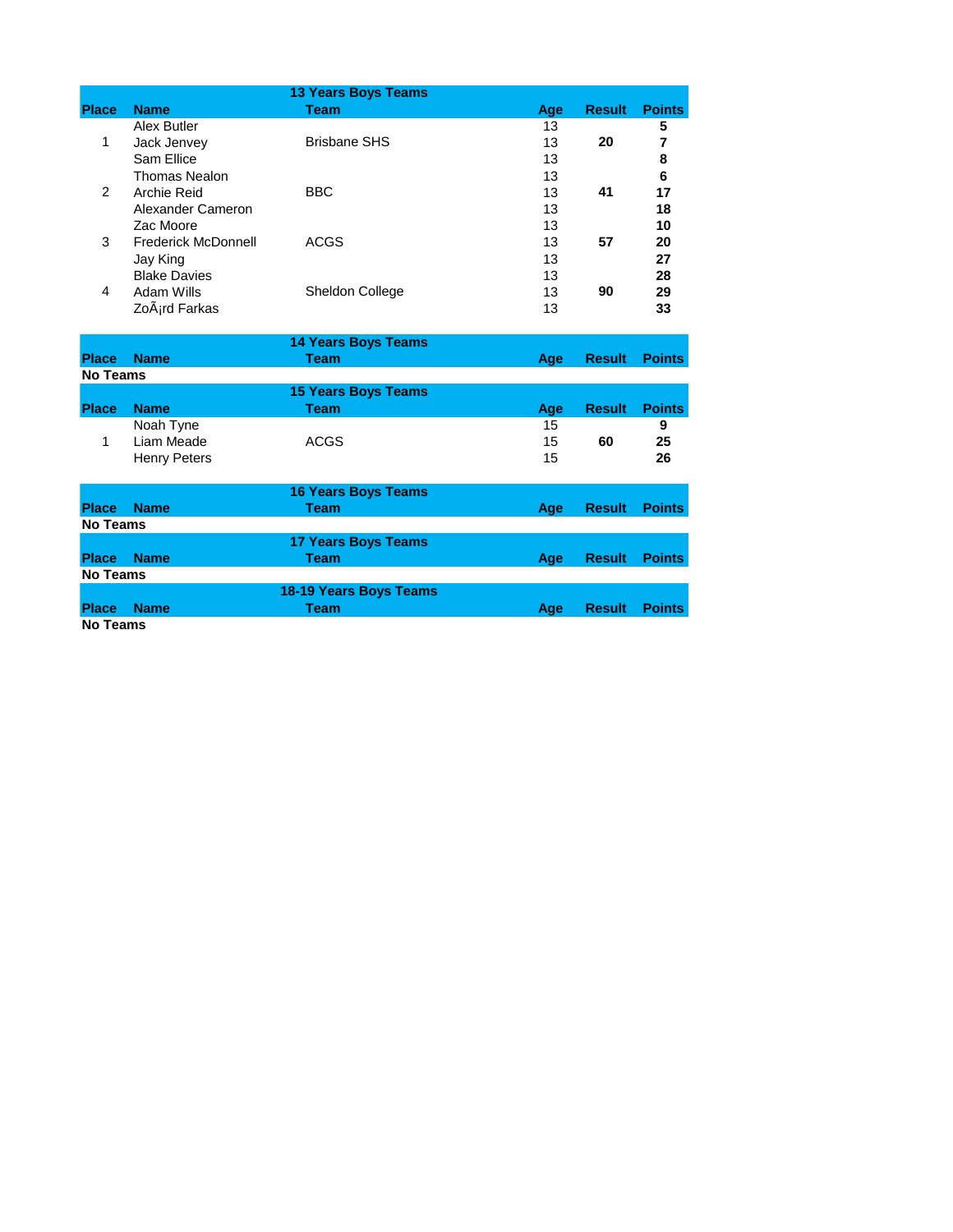### 13 Years Boys Teams

| Place | Name | Team | Age | Result | Points |
|---|---|---|---|---|---|
| | Alex Butler | | 13 | | **5** |
| 1 | Jack Jenvey | Brisbane SHS | 13 | **20** | **7** |
| | Sam Ellice | | 13 | | **8** |
| | Thomas Nealon | | 13 | | **6** |
| 2 | Archie Reid | BBC | 13 | **41** | **17** |
| | Alexander Cameron | | 13 | | **18** |
| | Zac Moore | | 13 | | **10** |
| 3 | Frederick McDonnell | ACGS | 13 | **57** | **20** |
| | Jay King | | 13 | | **27** |
| | Blake Davies | | 13 | | **28** |
| 4 | Adam Wills | Sheldon College | 13 | **90** | **29** |
| | ZoÃ¡rd Farkas | | 13 | | **33** |

### 14 Years Boys Teams

| Place | Name | Team | Age | Result | Points |
|---|---|---|---|---|---|

**No Teams**

### 15 Years Boys Teams

| Place | Name | Team | Age | Result | Points |
|---|---|---|---|---|---|
| | Noah Tyne | | 15 | | **9** |
| 1 | Liam Meade | ACGS | 15 | **60** | **25** |
| | Henry Peters | | 15 | | **26** |

### 16 Years Boys Teams

| Place | Name | Team | Age | Result | Points |
|---|---|---|---|---|---|

**No Teams**

### 17 Years Boys Teams

| Place | Name | Team | Age | Result | Points |
|---|---|---|---|---|---|

**No Teams**

### 18-19 Years Boys Teams

| Place | Name | Team | Age | Result | Points |
|---|---|---|---|---|---|

**No Teams**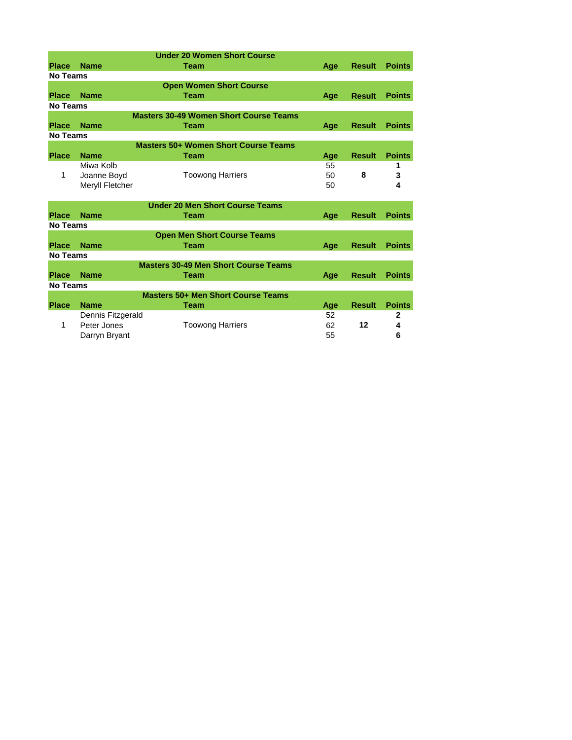| Under 20 Women Short Course | | | | | |
|---|---|---|---|---|---|
| **Place** | **Name** | **Team** | **Age** | **Result** | **Points** |
| **No Teams** | | | | | |

| Open Women Short Course | | | | | |
|---|---|---|---|---|---|
| **Place** | **Name** | **Team** | **Age** | **Result** | **Points** |
| **No Teams** | | | | | |

| Masters 30-49 Women Short Course Teams | | | | | |
|---|---|---|---|---|---|
| **Place** | **Name** | **Team** | **Age** | **Result** | **Points** |
| **No Teams** | | | | | |

| Masters 50+ Women Short Course Teams | | | | | |
|---|---|---|---|---|---|
| **Place** | **Name** | **Team** | **Age** | **Result** | **Points** |
| | Miwa Kolb | | 55 | | **1** |
| 1 | Joanne Boyd | Toowong Harriers | 50 | **8** | **3** |
| | Meryll Fletcher | | 50 | | **4** |

| Under 20 Men Short Course Teams | | | | | |
|---|---|---|---|---|---|
| **Place** | **Name** | **Team** | **Age** | **Result** | **Points** |
| **No Teams** | | | | | |

| Open Men Short Course Teams | | | | | |
|---|---|---|---|---|---|
| **Place** | **Name** | **Team** | **Age** | **Result** | **Points** |
| **No Teams** | | | | | |

| Masters 30-49 Men Short Course Teams | | | | | |
|---|---|---|---|---|---|
| **Place** | **Name** | **Team** | **Age** | **Result** | **Points** |
| **No Teams** | | | | | |

| Masters 50+ Men Short Course Teams | | | | | |
|---|---|---|---|---|---|
| **Place** | **Name** | **Team** | **Age** | **Result** | **Points** |
| | Dennis Fitzgerald | | 52 | | **2** |
| 1 | Peter Jones | Toowong Harriers | 62 | **12** | **4** |
| | Darryn Bryant | | 55 | | **6** |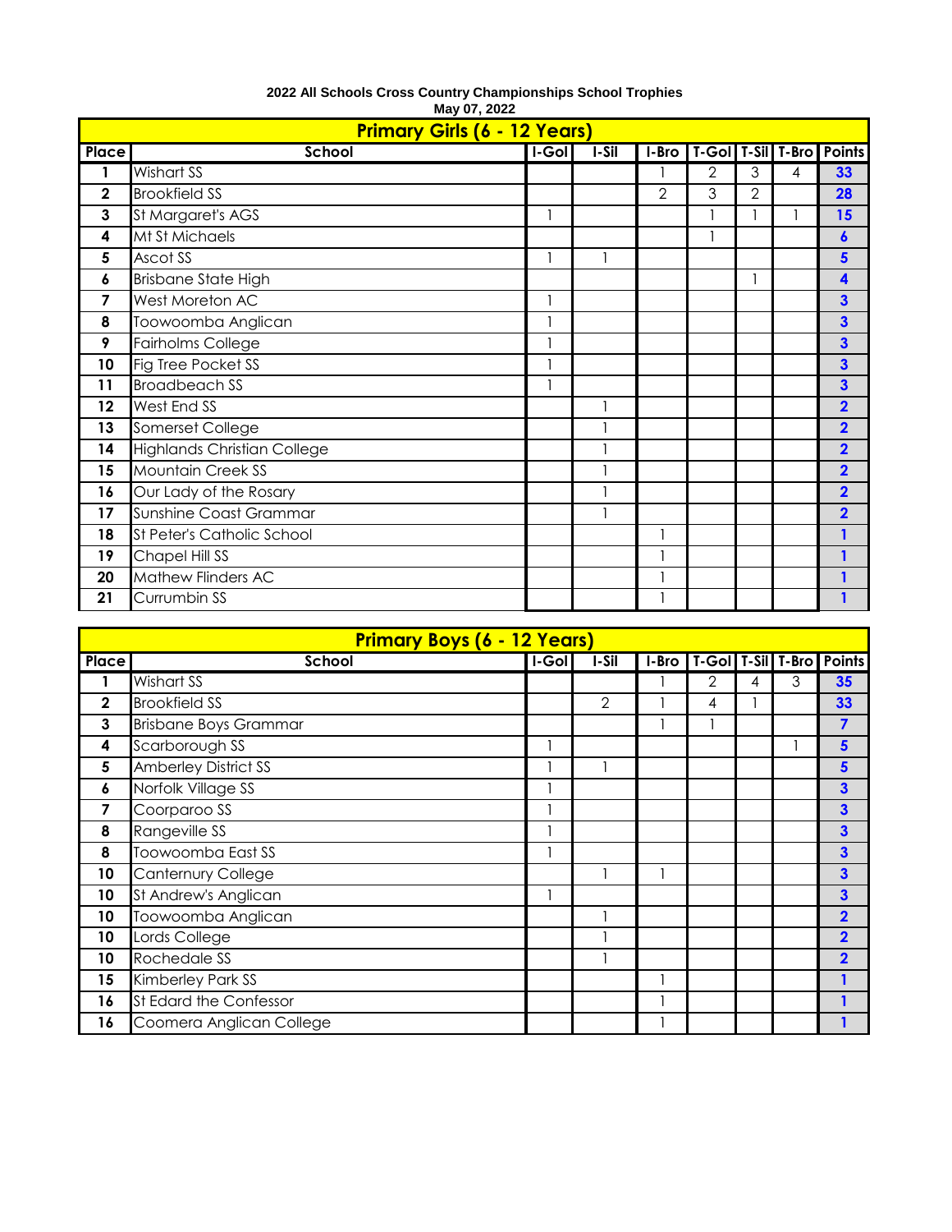**2022 All Schools Cross Country Championships School Trophies**
**May 07, 2022**

## Primary Girls (6 - 12 Years)

| Place | School | I-Gol | I-Sil | I-Bro | T-Gol | T-Sil | T-Bro | Points |
|---|---|---|---|---|---|---|---|---|
| 1 | Wishart SS | | | 1 | 2 | 3 | 4 | 33 |
| 2 | Brookfield SS | | | 2 | 3 | 2 | | 28 |
| 3 | St Margaret's AGS | 1 | | | 1 | 1 | 1 | 15 |
| 4 | Mt St Michaels | | | | 1 | | | 6 |
| 5 | Ascot SS | 1 | 1 | | | | | 5 |
| 6 | Brisbane State High | | | | | 1 | | 4 |
| 7 | West Moreton AC | 1 | | | | | | 3 |
| 8 | Toowoomba Anglican | 1 | | | | | | 3 |
| 9 | Fairholms College | 1 | | | | | | 3 |
| 10 | Fig Tree Pocket SS | 1 | | | | | | 3 |
| 11 | Broadbeach SS | 1 | | | | | | 3 |
| 12 | West End SS | | 1 | | | | | 2 |
| 13 | Somerset College | | 1 | | | | | 2 |
| 14 | Highlands Christian College | | 1 | | | | | 2 |
| 15 | Mountain Creek SS | | 1 | | | | | 2 |
| 16 | Our Lady of the Rosary | | 1 | | | | | 2 |
| 17 | Sunshine Coast Grammar | | 1 | | | | | 2 |
| 18 | St Peter's Catholic School | | | 1 | | | | 1 |
| 19 | Chapel Hill SS | | | 1 | | | | 1 |
| 20 | Mathew Flinders AC | | | 1 | | | | 1 |
| 21 | Currumbin SS | | | 1 | | | | 1 |

## Primary Boys (6 - 12 Years)

| Place | School | I-Gol | I-Sil | I-Bro | T-Gol | T-Sil | T-Bro | Points |
|---|---|---|---|---|---|---|---|---|
| 1 | Wishart SS | | | 1 | 2 | 4 | 3 | 35 |
| 2 | Brookfield SS | | 2 | 1 | 4 | 1 | | 33 |
| 3 | Brisbane Boys Grammar | | | 1 | 1 | | | 7 |
| 4 | Scarborough SS | 1 | | | | | 1 | 5 |
| 5 | Amberley District SS | 1 | 1 | | | | | 5 |
| 6 | Norfolk Village SS | 1 | | | | | | 3 |
| 7 | Coorparoo SS | 1 | | | | | | 3 |
| 8 | Rangeville SS | 1 | | | | | | 3 |
| 8 | Toowoomba East SS | 1 | | | | | | 3 |
| 10 | Canternury College | | 1 | 1 | | | | 3 |
| 10 | St Andrew's Anglican | 1 | | | | | | 3 |
| 10 | Toowoomba Anglican | | 1 | | | | | 2 |
| 10 | Lords College | | 1 | | | | | 2 |
| 10 | Rochedale SS | | 1 | | | | | 2 |
| 15 | Kimberley Park SS | | | 1 | | | | 1 |
| 16 | St Edard the Confessor | | | 1 | | | | 1 |
| 16 | Coomera Anglican College | | | 1 | | | | 1 |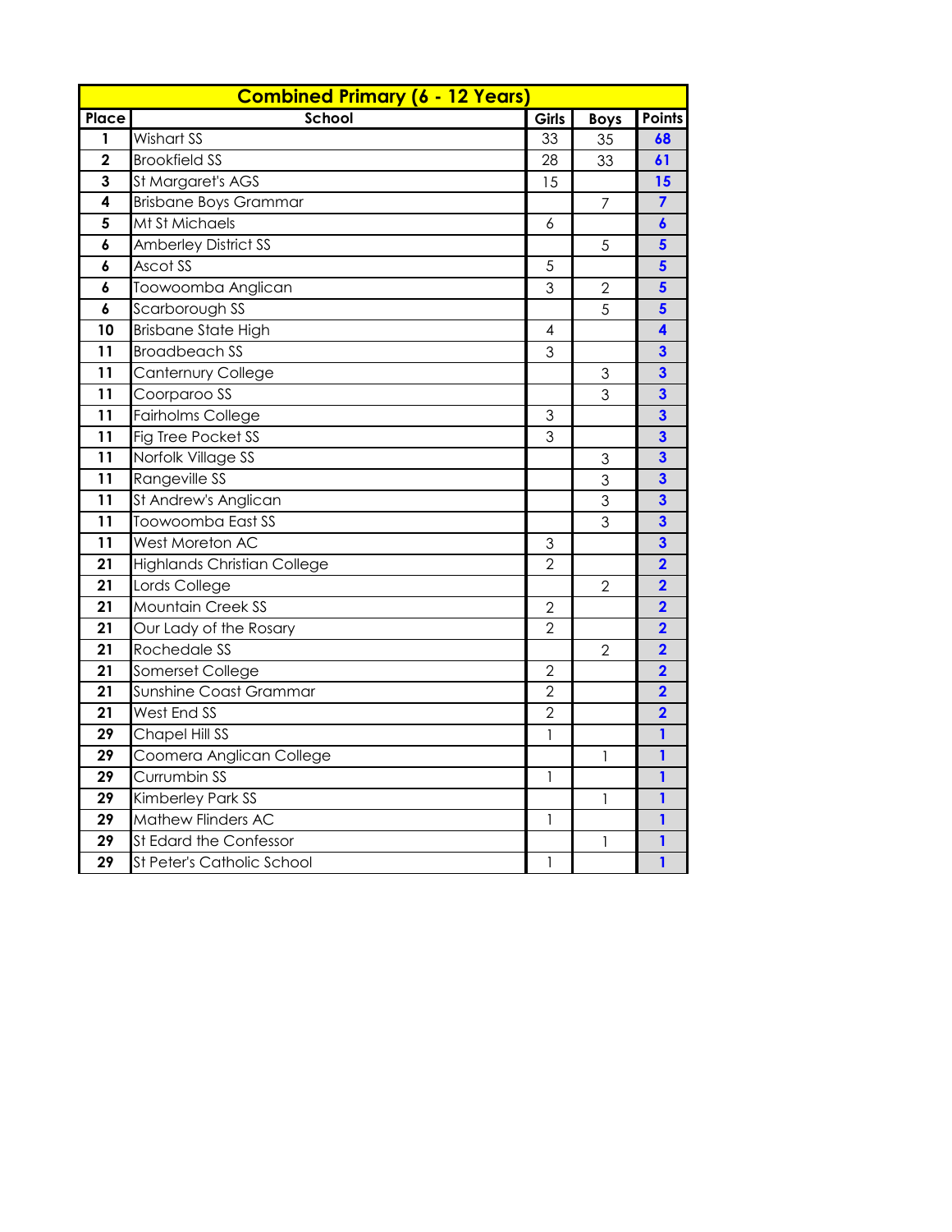| Combined Primary (6 - 12 Years) | | | | |
|---|---|---|---|---|
| Place | School | Girls | Boys | Points |
| 1 | Wishart SS | 33 | 35 | 68 |
| 2 | Brookfield SS | 28 | 33 | 61 |
| 3 | St Margaret's AGS | 15 | | 15 |
| 4 | Brisbane Boys Grammar | | 7 | 7 |
| 5 | Mt St Michaels | 6 | | 6 |
| 6 | Amberley District SS | | 5 | 5 |
| 6 | Ascot SS | 5 | | 5 |
| 6 | Toowoomba Anglican | 3 | 2 | 5 |
| 6 | Scarborough SS | | 5 | 5 |
| 10 | Brisbane State High | 4 | | 4 |
| 11 | Broadbeach SS | 3 | | 3 |
| 11 | Canternury College | | 3 | 3 |
| 11 | Coorparoo SS | | 3 | 3 |
| 11 | Fairholms College | 3 | | 3 |
| 11 | Fig Tree Pocket SS | 3 | | 3 |
| 11 | Norfolk Village SS | | 3 | 3 |
| 11 | Rangeville SS | | 3 | 3 |
| 11 | St Andrew's Anglican | | 3 | 3 |
| 11 | Toowoomba East SS | | 3 | 3 |
| 11 | West Moreton AC | 3 | | 3 |
| 21 | Highlands Christian College | 2 | | 2 |
| 21 | Lords College | | 2 | 2 |
| 21 | Mountain Creek SS | 2 | | 2 |
| 21 | Our Lady of the Rosary | 2 | | 2 |
| 21 | Rochedale SS | | 2 | 2 |
| 21 | Somerset College | 2 | | 2 |
| 21 | Sunshine Coast Grammar | 2 | | 2 |
| 21 | West End SS | 2 | | 2 |
| 29 | Chapel Hill SS | 1 | | 1 |
| 29 | Coomera Anglican College | | 1 | 1 |
| 29 | Currumbin SS | 1 | | 1 |
| 29 | Kimberley Park SS | | 1 | 1 |
| 29 | Mathew Flinders AC | 1 | | 1 |
| 29 | St Edard the Confessor | | 1 | 1 |
| 29 | St Peter's Catholic School | 1 | | 1 |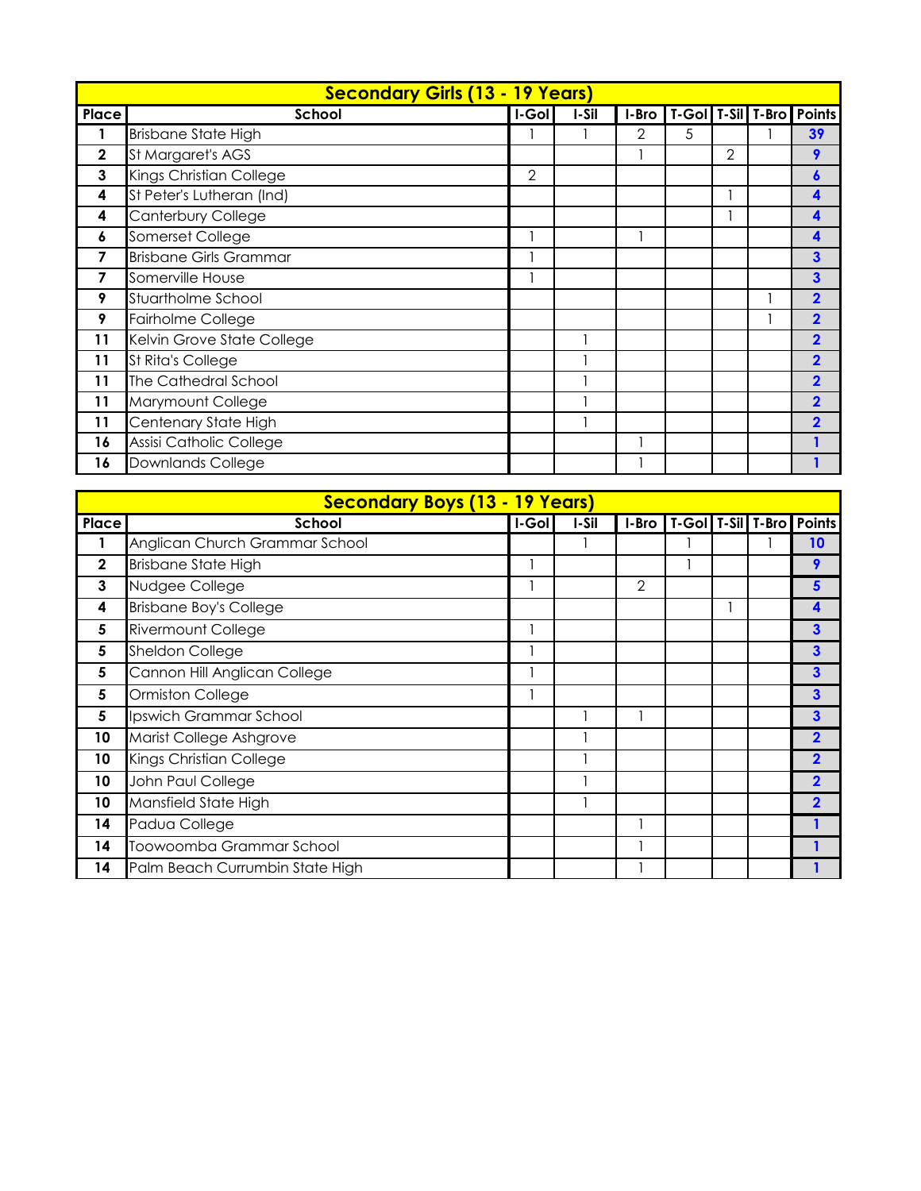## Secondary Girls (13 - 19 Years)

| Place | School | I-Gol | I-Sil | I-Bro | T-Gol | T-Sil | T-Bro | Points |
|---|---|---|---|---|---|---|---|---|
| 1 | Brisbane State High | 1 | 1 | 2 | 5 | | 1 | 39 |
| 2 | St Margaret's AGS | | | 1 | | 2 | | 9 |
| 3 | Kings Christian College | 2 | | | | | | 6 |
| 4 | St Peter's Lutheran (Ind) | | | | | 1 | | 4 |
| 4 | Canterbury College | | | | | 1 | | 4 |
| 6 | Somerset College | 1 | | 1 | | | | 4 |
| 7 | Brisbane Girls Grammar | 1 | | | | | | 3 |
| 7 | Somerville House | 1 | | | | | | 3 |
| 9 | Stuartholme School | | | | | | 1 | 2 |
| 9 | Fairholme College | | | | | | 1 | 2 |
| 11 | Kelvin Grove State College | | 1 | | | | | 2 |
| 11 | St Rita's College | | 1 | | | | | 2 |
| 11 | The Cathedral School | | 1 | | | | | 2 |
| 11 | Marymount College | | 1 | | | | | 2 |
| 11 | Centenary State High | | 1 | | | | | 2 |
| 16 | Assisi Catholic College | | | 1 | | | | 1 |
| 16 | Downlands College | | | 1 | | | | 1 |

## Secondary Boys (13 - 19 Years)

| Place | School | I-Gol | I-Sil | I-Bro | T-Gol | T-Sil | T-Bro | Points |
|---|---|---|---|---|---|---|---|---|
| 1 | Anglican Church Grammar School | | 1 | | 1 | | 1 | 10 |
| 2 | Brisbane State High | 1 | | | 1 | | | 9 |
| 3 | Nudgee College | 1 | | 2 | | | | 5 |
| 4 | Brisbane Boy's College | | | | | 1 | | 4 |
| 5 | Rivermount College | 1 | | | | | | 3 |
| 5 | Sheldon College | 1 | | | | | | 3 |
| 5 | Cannon Hill Anglican College | 1 | | | | | | 3 |
| 5 | Ormiston College | 1 | | | | | | 3 |
| 5 | Ipswich Grammar School | | 1 | 1 | | | | 3 |
| 10 | Marist College Ashgrove | | 1 | | | | | 2 |
| 10 | Kings Christian College | | 1 | | | | | 2 |
| 10 | John Paul College | | 1 | | | | | 2 |
| 10 | Mansfield State High | | 1 | | | | | 2 |
| 14 | Padua College | | | 1 | | | | 1 |
| 14 | Toowoomba Grammar School | | | 1 | | | | 1 |
| 14 | Palm Beach Currumbin State High | | | 1 | | | | 1 |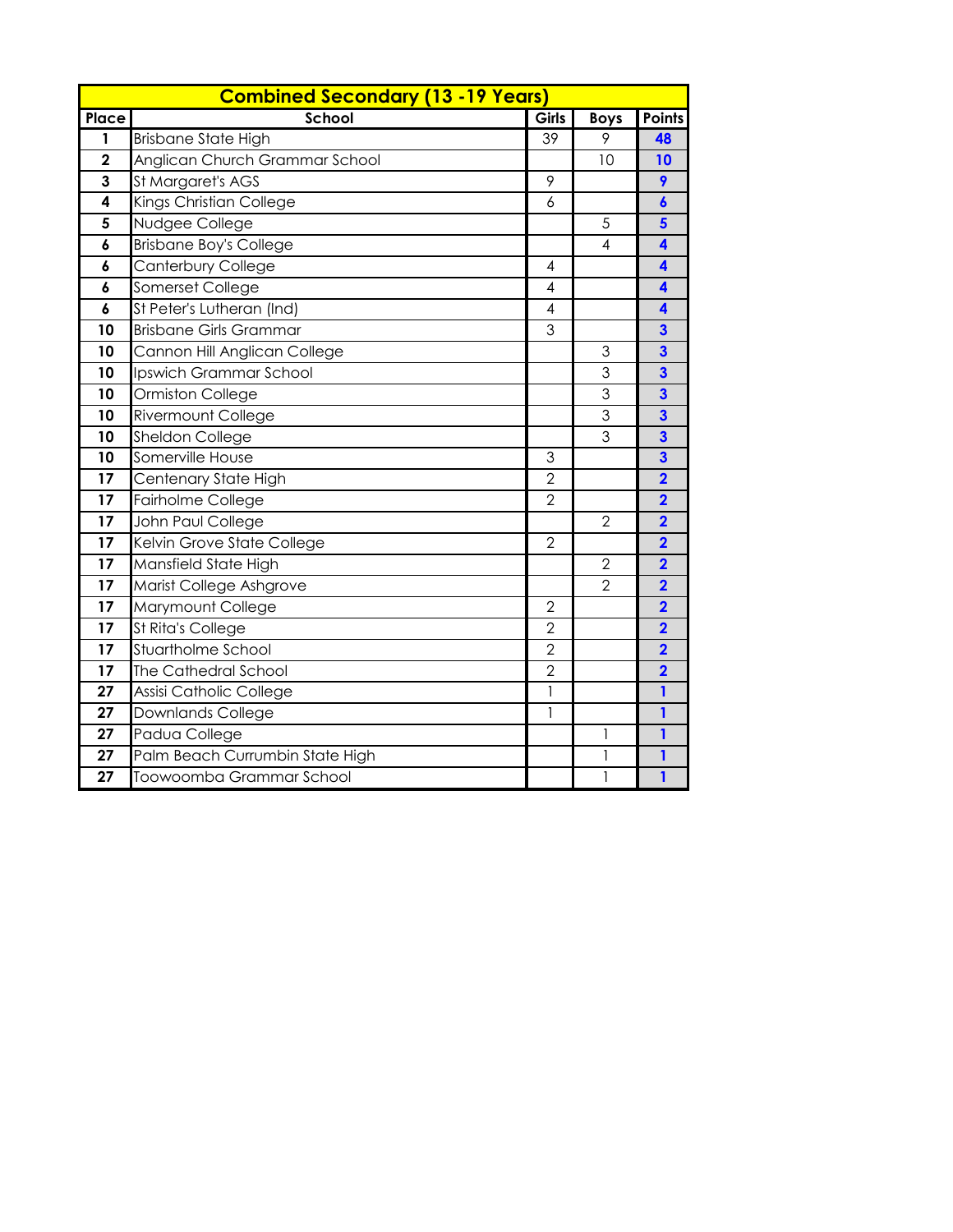| Combined Secondary (13 -19 Years) | | | | |
|---|---|---|---|---|
| **Place** | **School** | **Girls** | **Boys** | **Points** |
| **1** | Brisbane State High | 39 | 9 | **48** |
| **2** | Anglican Church Grammar School | | 10 | **10** |
| **3** | St Margaret's AGS | 9 | | **9** |
| **4** | Kings Christian College | 6 | | **6** |
| **5** | Nudgee College | | 5 | **5** |
| **6** | Brisbane Boy's College | | 4 | **4** |
| **6** | Canterbury College | 4 | | **4** |
| **6** | Somerset College | 4 | | **4** |
| **6** | St Peter's Lutheran (Ind) | 4 | | **4** |
| **10** | Brisbane Girls Grammar | 3 | | **3** |
| **10** | Cannon Hill Anglican College | | 3 | **3** |
| **10** | Ipswich Grammar School | | 3 | **3** |
| **10** | Ormiston College | | 3 | **3** |
| **10** | Rivermount College | | 3 | **3** |
| **10** | Sheldon College | | 3 | **3** |
| **10** | Somerville House | 3 | | **3** |
| **17** | Centenary State High | 2 | | **2** |
| **17** | Fairholme College | 2 | | **2** |
| **17** | John Paul College | | 2 | **2** |
| **17** | Kelvin Grove State College | 2 | | **2** |
| **17** | Mansfield State High | | 2 | **2** |
| **17** | Marist College Ashgrove | | 2 | **2** |
| **17** | Marymount College | 2 | | **2** |
| **17** | St Rita's College | 2 | | **2** |
| **17** | Stuartholme School | 2 | | **2** |
| **17** | The Cathedral School | 2 | | **2** |
| **27** | Assisi Catholic College | 1 | | **1** |
| **27** | Downlands College | 1 | | **1** |
| **27** | Padua College | | 1 | **1** |
| **27** | Palm Beach Currumbin State High | | 1 | **1** |
| **27** | Toowoomba Grammar School | | 1 | **1** |